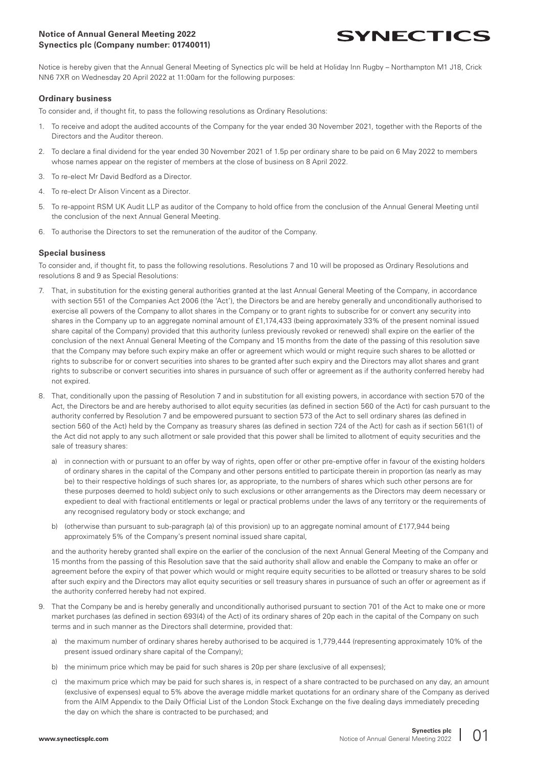# Notice of Annual General Meeting 2022
**Synectics plc (Company number: 01740011)**

Notice is hereby given that the Annual General Meeting of Synectics plc will be held at Holiday Inn Rugby – Northampton M1 J18, Crick NN6 7XR on Wednesday 20 April 2022 at 11:00am for the following purposes:

## Ordinary business

To consider and, if thought fit, to pass the following resolutions as Ordinary Resolutions:

1. To receive and adopt the audited accounts of the Company for the year ended 30 November 2021, together with the Reports of the Directors and the Auditor thereon.
2. To declare a final dividend for the year ended 30 November 2021 of 1.5p per ordinary share to be paid on 6 May 2022 to members whose names appear on the register of members at the close of business on 8 April 2022.
3. To re-elect Mr David Bedford as a Director.
4. To re-elect Dr Alison Vincent as a Director.
5. To re-appoint RSM UK Audit LLP as auditor of the Company to hold office from the conclusion of the Annual General Meeting until the conclusion of the next Annual General Meeting.
6. To authorise the Directors to set the remuneration of the auditor of the Company.

## Special business

To consider and, if thought fit, to pass the following resolutions. Resolutions 7 and 10 will be proposed as Ordinary Resolutions and resolutions 8 and 9 as Special Resolutions:

7. That, in substitution for the existing general authorities granted at the last Annual General Meeting of the Company, in accordance with section 551 of the Companies Act 2006 (the 'Act'), the Directors be and are hereby generally and unconditionally authorised to exercise all powers of the Company to allot shares in the Company or to grant rights to subscribe for or convert any security into shares in the Company up to an aggregate nominal amount of £1,174,433 (being approximately 33% of the present nominal issued share capital of the Company) provided that this authority (unless previously revoked or renewed) shall expire on the earlier of the conclusion of the next Annual General Meeting of the Company and 15 months from the date of the passing of this resolution save that the Company may before such expiry make an offer or agreement which would or might require such shares to be allotted or rights to subscribe for or convert securities into shares to be granted after such expiry and the Directors may allot shares and grant rights to subscribe or convert securities into shares in pursuance of such offer or agreement as if the authority conferred hereby had not expired.
8. That, conditionally upon the passing of Resolution 7 and in substitution for all existing powers, in accordance with section 570 of the Act, the Directors be and are hereby authorised to allot equity securities (as defined in section 560 of the Act) for cash pursuant to the authority conferred by Resolution 7 and be empowered pursuant to section 573 of the Act to sell ordinary shares (as defined in section 560 of the Act) held by the Company as treasury shares (as defined in section 724 of the Act) for cash as if section 561(1) of the Act did not apply to any such allotment or sale provided that this power shall be limited to allotment of equity securities and the sale of treasury shares:

   a) in connection with or pursuant to an offer by way of rights, open offer or other pre-emptive offer in favour of the existing holders of ordinary shares in the capital of the Company and other persons entitled to participate therein in proportion (as nearly as may be) to their respective holdings of such shares (or, as appropriate, to the numbers of shares which such other persons are for these purposes deemed to hold) subject only to such exclusions or other arrangements as the Directors may deem necessary or expedient to deal with fractional entitlements or legal or practical problems under the laws of any territory or the requirements of any recognised regulatory body or stock exchange; and

   b) (otherwise than pursuant to sub-paragraph (a) of this provision) up to an aggregate nominal amount of £177,944 being approximately 5% of the Company's present nominal issued share capital,

   and the authority hereby granted shall expire on the earlier of the conclusion of the next Annual General Meeting of the Company and 15 months from the passing of this Resolution save that the said authority shall allow and enable the Company to make an offer or agreement before the expiry of that power which would or might require equity securities to be allotted or treasury shares to be sold after such expiry and the Directors may allot equity securities or sell treasury shares in pursuance of such an offer or agreement as if the authority conferred hereby had not expired.
9. That the Company be and is hereby generally and unconditionally authorised pursuant to section 701 of the Act to make one or more market purchases (as defined in section 693(4) of the Act) of its ordinary shares of 20p each in the capital of the Company on such terms and in such manner as the Directors shall determine, provided that:

   a) the maximum number of ordinary shares hereby authorised to be acquired is 1,779,444 (representing approximately 10% of the present issued ordinary share capital of the Company);

   b) the minimum price which may be paid for such shares is 20p per share (exclusive of all expenses);

   c) the maximum price which may be paid for such shares is, in respect of a share contracted to be purchased on any day, an amount (exclusive of expenses) equal to 5% above the average middle market quotations for an ordinary share of the Company as derived from the AIM Appendix to the Daily Official List of the London Stock Exchange on the five dealing days immediately preceding the day on which the share is contracted to be purchased; and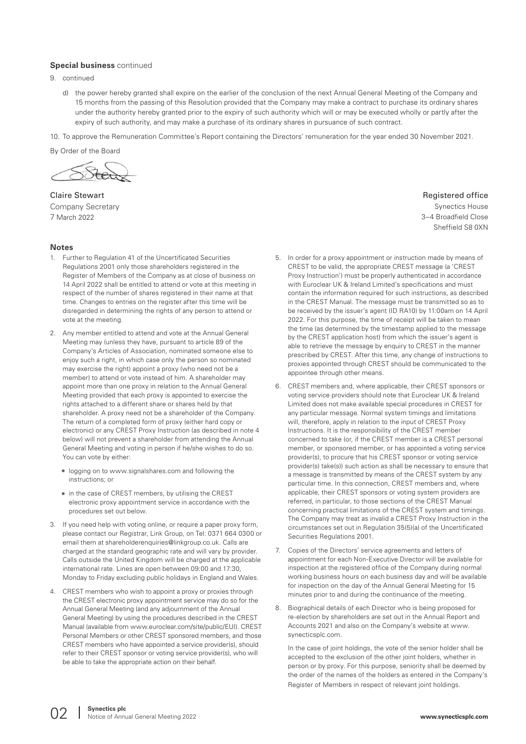**Special business** continued

9. continued

   d) the power hereby granted shall expire on the earlier of the conclusion of the next Annual General Meeting of the Company and 15 months from the passing of this Resolution provided that the Company may make a contract to purchase its ordinary shares under the authority hereby granted prior to the expiry of such authority which will or may be executed wholly or partly after the expiry of such authority, and may make a purchase of its ordinary shares in pursuance of such contract.

10. To approve the Remuneration Committee's Report containing the Directors' remuneration for the year ended 30 November 2021.

By Order of the Board

Claire Stewart
Company Secretary
7 March 2022

Registered office
Synectics House
3–4 Broadfield Close
Sheffield S8 0XN

## Notes

1. Further to Regulation 41 of the Uncertificated Securities Regulations 2001 only those shareholders registered in the Register of Members of the Company as at close of business on 14 April 2022 shall be entitled to attend or vote at this meeting in respect of the number of shares registered in their name at that time. Changes to entries on the register after this time will be disregarded in determining the rights of any person to attend or vote at the meeting.

2. Any member entitled to attend and vote at the Annual General Meeting may (unless they have, pursuant to article 89 of the Company's Articles of Association, nominated someone else to enjoy such a right, in which case only the person so nominated may exercise the right) appoint a proxy (who need not be a member) to attend or vote instead of him. A shareholder may appoint more than one proxy in relation to the Annual General Meeting provided that each proxy is appointed to exercise the rights attached to a different share or shares held by that shareholder. A proxy need not be a shareholder of the Company. The return of a completed form of proxy (either hard copy or electronic) or any CREST Proxy Instruction (as described in note 4 below) will not prevent a shareholder from attending the Annual General Meeting and voting in person if he/she wishes to do so. You can vote by either:

   - logging on to www.signalshares.com and following the instructions; or
   - in the case of CREST members, by utilising the CREST electronic proxy appointment service in accordance with the procedures set out below.

3. If you need help with voting online, or require a paper proxy form, please contact our Registrar, Link Group, on Tel: 0371 664 0300 or email them at shareholderenquiries@linkgroup.co.uk. Calls are charged at the standard geographic rate and will vary by provider. Calls outside the United Kingdom will be charged at the applicable international rate. Lines are open between 09:00 and 17:30, Monday to Friday excluding public holidays in England and Wales.

4. CREST members who wish to appoint a proxy or proxies through the CREST electronic proxy appointment service may do so for the Annual General Meeting (and any adjournment of the Annual General Meeting) by using the procedures described in the CREST Manual (available from www.euroclear.com/site/public/EUI). CREST Personal Members or other CREST sponsored members, and those CREST members who have appointed a service provider(s), should refer to their CREST sponsor or voting service provider(s), who will be able to take the appropriate action on their behalf.

5. In order for a proxy appointment or instruction made by means of CREST to be valid, the appropriate CREST message (a 'CREST Proxy Instruction') must be properly authenticated in accordance with Euroclear UK & Ireland Limited's specifications and must contain the information required for such instructions, as described in the CREST Manual. The message must be transmitted so as to be received by the issuer's agent (ID RA10) by 11:00am on 14 April 2022. For this purpose, the time of receipt will be taken to mean the time (as determined by the timestamp applied to the message by the CREST application host) from which the issuer's agent is able to retrieve the message by enquiry to CREST in the manner prescribed by CREST. After this time, any change of instructions to proxies appointed through CREST should be communicated to the appointee through other means.

6. CREST members and, where applicable, their CREST sponsors or voting service providers should note that Euroclear UK & Ireland Limited does not make available special procedures in CREST for any particular message. Normal system timings and limitations will, therefore, apply in relation to the input of CREST Proxy Instructions. It is the responsibility of the CREST member concerned to take (or, if the CREST member is a CREST personal member, or sponsored member, or has appointed a voting service provider(s), to procure that his CREST sponsor or voting service provider(s) take(s)) such action as shall be necessary to ensure that a message is transmitted by means of the CREST system by any particular time. In this connection, CREST members and, where applicable, their CREST sponsors or voting system providers are referred, in particular, to those sections of the CREST Manual concerning practical limitations of the CREST system and timings. The Company may treat as invalid a CREST Proxy Instruction in the circumstances set out in Regulation 35(5)(a) of the Uncertificated Securities Regulations 2001.

7. Copies of the Directors' service agreements and letters of appointment for each Non-Executive Director will be available for inspection at the registered office of the Company during normal working business hours on each business day and will be available for inspection on the day of the Annual General Meeting for 15 minutes prior to and during the continuance of the meeting.

8. Biographical details of each Director who is being proposed for re-election by shareholders are set out in the Annual Report and Accounts 2021 and also on the Company's website at www.synecticsplc.com.

   In the case of joint holdings, the vote of the senior holder shall be accepted to the exclusion of the other joint holders, whether in person or by proxy. For this purpose, seniority shall be deemed by the order of the names of the holders as entered in the Company's Register of Members in respect of relevant joint holdings.